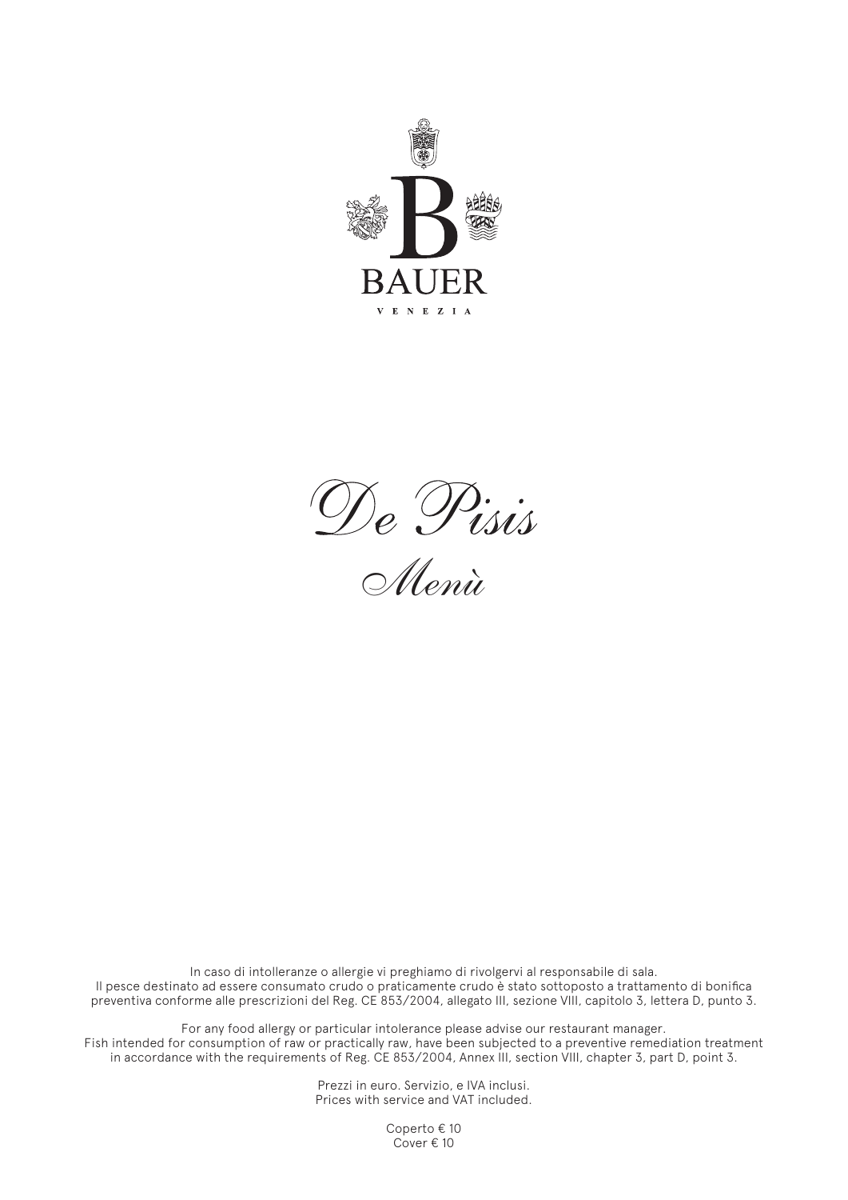BAUER

VENEZIA

# *De Pisis*

## *Menù*

In caso di intolleranze o allergie vi preghiamo di rivolgervi al responsabile di sala.
Il pesce destinato ad essere consumato crudo o praticamente crudo è stato sottoposto a trattamento di bonifica preventiva conforme alle prescrizioni del Reg. CE 853/2004, allegato III, sezione VIII, capitolo 3, lettera D, punto 3.

For any food allergy or particular intolerance please advise our restaurant manager.
Fish intended for consumption of raw or practically raw, have been subjected to a preventive remediation treatment in accordance with the requirements of Reg. CE 853/2004, Annex III, section VIII, chapter 3, part D, point 3.

Prezzi in euro. Servizio, e IVA inclusi.
Prices with service and VAT included.

Coperto € 10
Cover € 10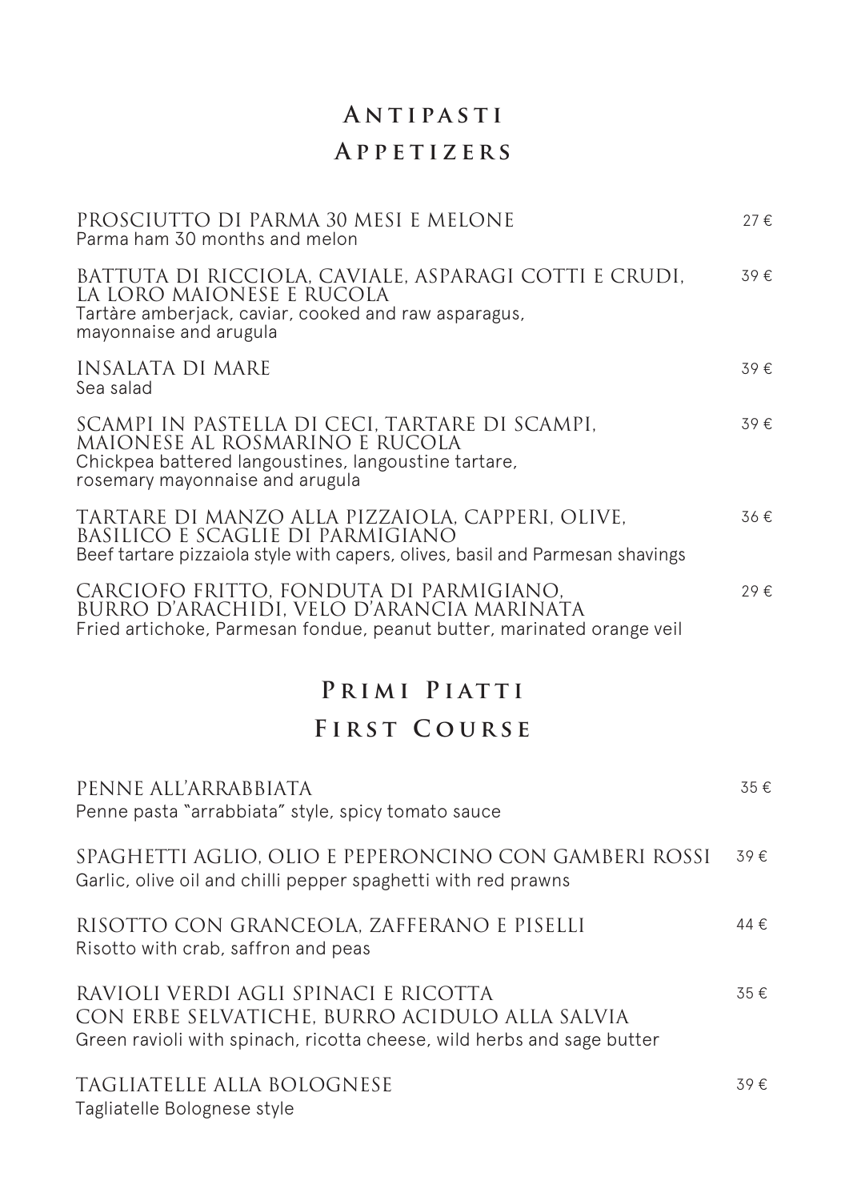# Antipasti
# Appetizers

PROSCIUTTO DI PARMA 30 MESI E MELONE — 27 €
Parma ham 30 months and melon

BATTUTA DI RICCIOLA, CAVIALE, ASPARAGI COTTI E CRUDI, LA LORO MAIONESE E RUCOLA — 39 €
Tartàre amberjack, caviar, cooked and raw asparagus, mayonnaise and arugula

INSALATA DI MARE — 39 €
Sea salad

SCAMPI IN PASTELLA DI CECI, TARTARE DI SCAMPI, MAIONESE AL ROSMARINO E RUCOLA — 39 €
Chickpea battered langoustines, langoustine tartare, rosemary mayonnaise and arugula

TARTARE DI MANZO ALLA PIZZAIOLA, CAPPERI, OLIVE, BASILICO E SCAGLIE DI PARMIGIANO — 36 €
Beef tartare pizzaiola style with capers, olives, basil and Parmesan shavings

CARCIOFO FRITTO, FONDUTA DI PARMIGIANO, BURRO D'ARACHIDI, VELO D'ARANCIA MARINATA — 29 €
Fried artichoke, Parmesan fondue, peanut butter, marinated orange veil

# Primi Piatti
# First Course

PENNE ALL'ARRABBIATA — 35 €
Penne pasta "arrabbiata" style, spicy tomato sauce

SPAGHETTI AGLIO, OLIO E PEPERONCINO CON GAMBERI ROSSI — 39 €
Garlic, olive oil and chilli pepper spaghetti with red prawns

RISOTTO CON GRANCEOLA, ZAFFERANO E PISELLI — 44 €
Risotto with crab, saffron and peas

RAVIOLI VERDI AGLI SPINACI E RICOTTA CON ERBE SELVATICHE, BURRO ACIDULO ALLA SALVIA — 35 €
Green ravioli with spinach, ricotta cheese, wild herbs and sage butter

TAGLIATELLE ALLA BOLOGNESE — 39 €
Tagliatelle Bolognese style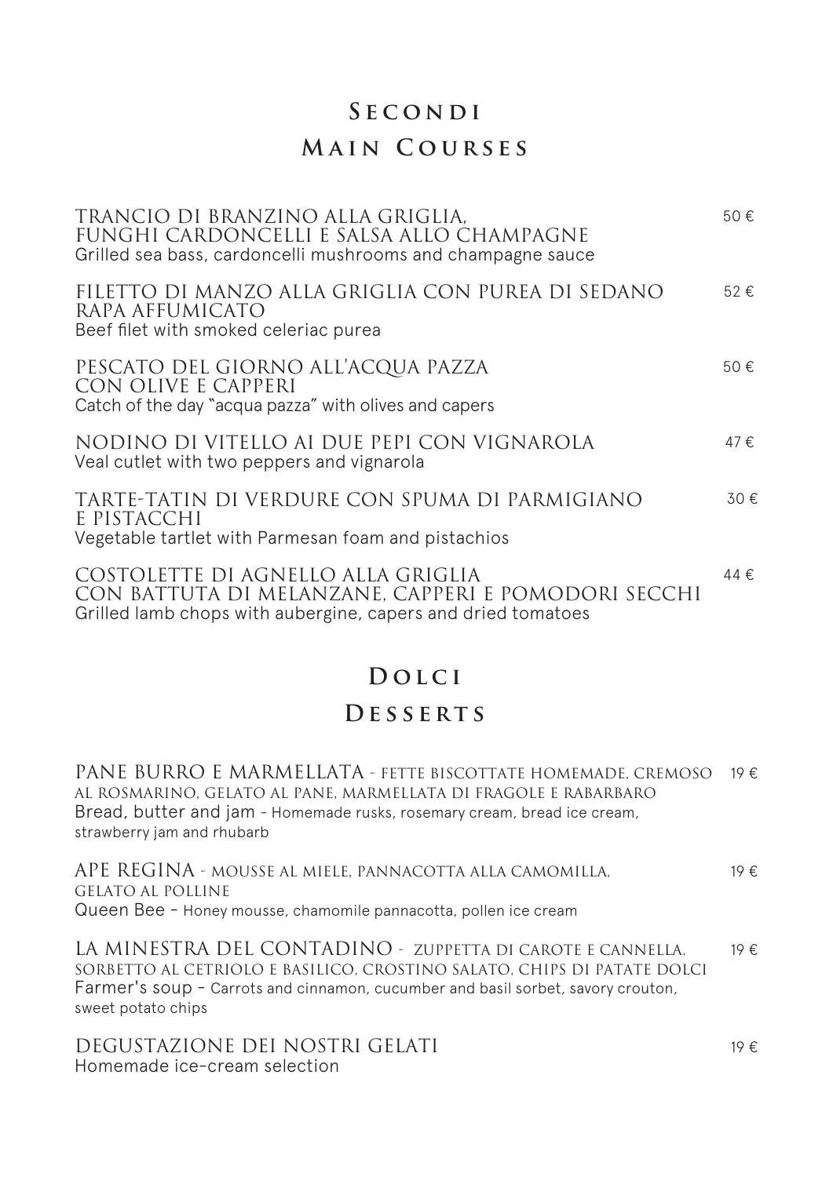# Secondi
# Main Courses

**TRANCIO DI BRANZINO ALLA GRIGLIA, FUNGHI CARDONCELLI E SALSA ALLO CHAMPAGNE** — 50 €
Grilled sea bass, cardoncelli mushrooms and champagne sauce

**FILETTO DI MANZO ALLA GRIGLIA CON PUREA DI SEDANO RAPA AFFUMICATO** — 52 €
Beef filet with smoked celeriac purea

**PESCATO DEL GIORNO ALL'ACQUA PAZZA CON OLIVE E CAPPERI** — 50 €
Catch of the day "acqua pazza" with olives and capers

**NODINO DI VITELLO AI DUE PEPI CON VIGNAROLA** — 47 €
Veal cutlet with two peppers and vignarola

**TARTE-TATIN DI VERDURE CON SPUMA DI PARMIGIANO E PISTACCHI** — 30 €
Vegetable tartlet with Parmesan foam and pistachios

**COSTOLETTE DI AGNELLO ALLA GRIGLIA CON BATTUTA DI MELANZANE, CAPPERI E POMODORI SECCHI** — 44 €
Grilled lamb chops with aubergine, capers and dried tomatoes

# Dolci
# Desserts

**PANE BURRO E MARMELLATA** - FETTE BISCOTTATE HOMEMADE, CREMOSO AL ROSMARINO, GELATO AL PANE, MARMELLATA DI FRAGOLE E RABARBARO — 19 €
Bread, butter and jam - Homemade rusks, rosemary cream, bread ice cream, strawberry jam and rhubarb

**APE REGINA** - MOUSSE AL MIELE, PANNACOTTA ALLA CAMOMILLA, GELATO AL POLLINE — 19 €
Queen Bee - Honey mousse, chamomile pannacotta, pollen ice cream

**LA MINESTRA DEL CONTADINO** - ZUPPETTA DI CAROTE E CANNELLA, SORBETTO AL CETRIOLO E BASILICO, CROSTINO SALATO, CHIPS DI PATATE DOLCI — 19 €
Farmer's soup - Carrots and cinnamon, cucumber and basil sorbet, savory crouton, sweet potato chips

**DEGUSTAZIONE DEI NOSTRI GELATI** — 19 €
Homemade ice-cream selection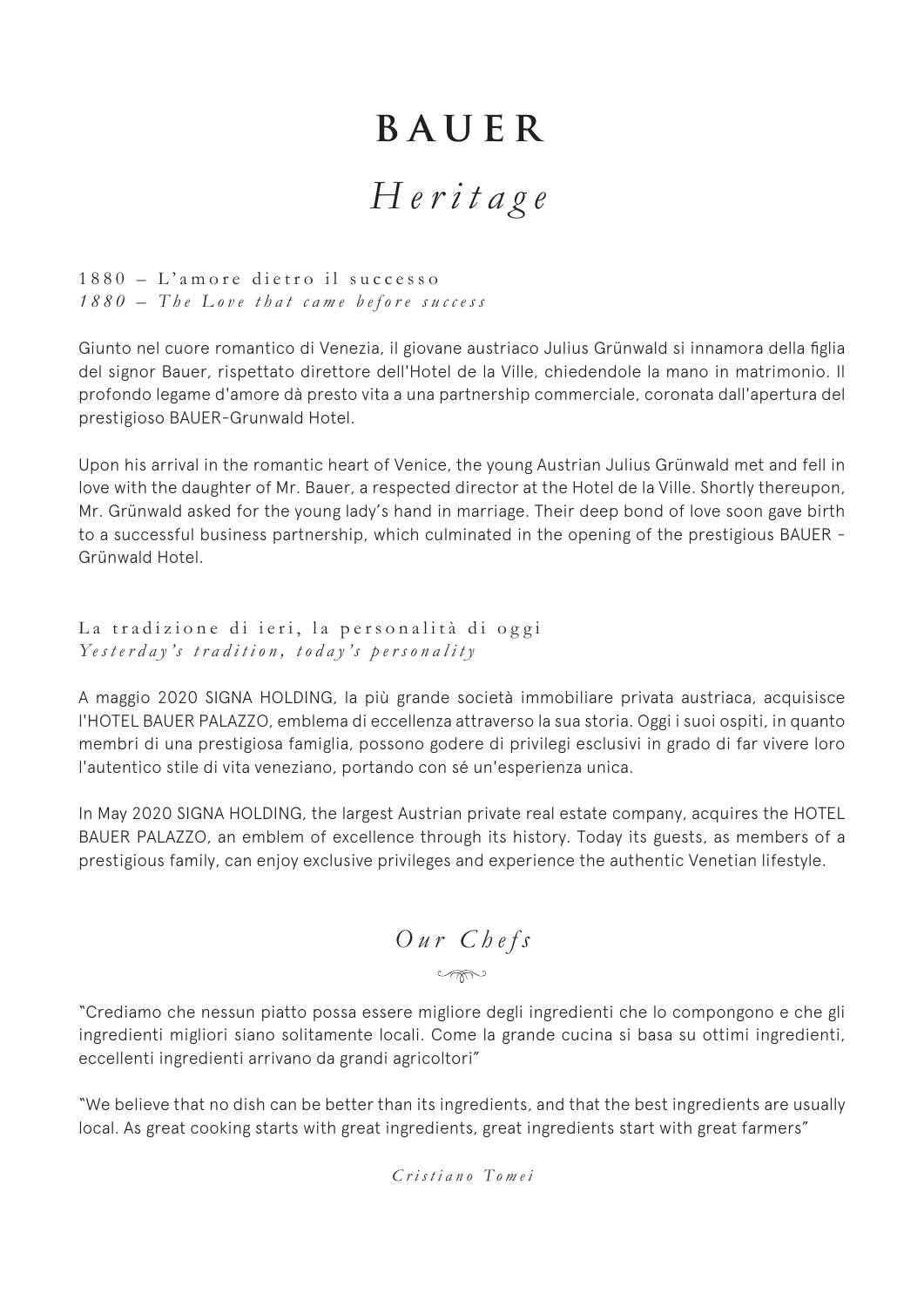# BAUER

## *Heritage*

1880 – L'amore dietro il successo
*1880 – The Love that came before success*

Giunto nel cuore romantico di Venezia, il giovane austriaco Julius Grünwald si innamora della figlia del signor Bauer, rispettato direttore dell'Hotel de la Ville, chiedendole la mano in matrimonio. Il profondo legame d'amore dà presto vita a una partnership commerciale, coronata dall'apertura del prestigioso BAUER-Grunwald Hotel.

Upon his arrival in the romantic heart of Venice, the young Austrian Julius Grünwald met and fell in love with the daughter of Mr. Bauer, a respected director at the Hotel de la Ville. Shortly thereupon, Mr. Grünwald asked for the young lady's hand in marriage. Their deep bond of love soon gave birth to a successful business partnership, which culminated in the opening of the prestigious BAUER - Grünwald Hotel.

La tradizione di ieri, la personalità di oggi
*Yesterday's tradition, today's personality*

A maggio 2020 SIGNA HOLDING, la più grande società immobiliare privata austriaca, acquisisce l'HOTEL BAUER PALAZZO, emblema di eccellenza attraverso la sua storia. Oggi i suoi ospiti, in quanto membri di una prestigiosa famiglia, possono godere di privilegi esclusivi in grado di far vivere loro l'autentico stile di vita veneziano, portando con sé un'esperienza unica.

In May 2020 SIGNA HOLDING, the largest Austrian private real estate company, acquires the HOTEL BAUER PALAZZO, an emblem of excellence through its history. Today its guests, as members of a prestigious family, can enjoy exclusive privileges and experience the authentic Venetian lifestyle.

## *Our Chefs*

"Crediamo che nessun piatto possa essere migliore degli ingredienti che lo compongono e che gli ingredienti migliori siano solitamente locali. Come la grande cucina si basa su ottimi ingredienti, eccellenti ingredienti arrivano da grandi agricoltori"

"We believe that no dish can be better than its ingredients, and that the best ingredients are usually local. As great cooking starts with great ingredients, great ingredients start with great farmers"

*Cristiano Tomei*